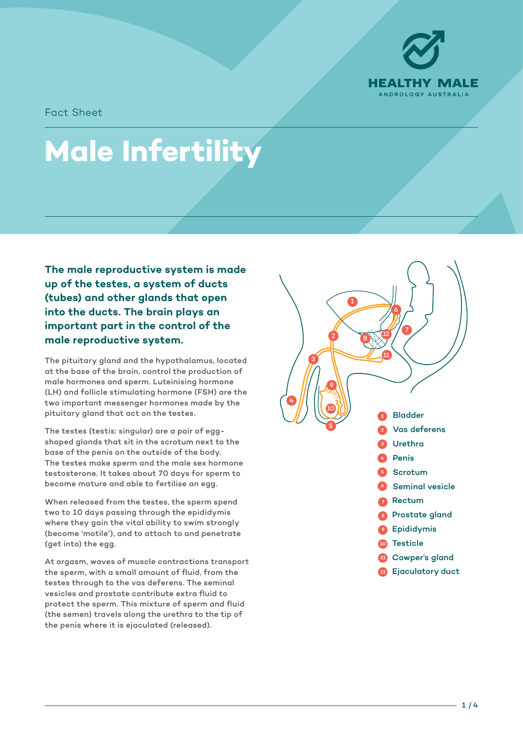Fact Sheet

# Male Infertility

**The male reproductive system is made up of the testes, a system of ducts (tubes) and other glands that open into the ducts. The brain plays an important part in the control of the male reproductive system.**

The pituitary gland and the hypothalamus, located at the base of the brain, control the production of male hormones and sperm. Luteinising hormone (LH) and follicle stimulating hormone (FSH) are the two important messenger hormones made by the pituitary gland that act on the testes.

The testes (testis: singular) are a pair of egg-shaped glands that sit in the scrotum next to the base of the penis on the outside of the body. The testes make sperm and the male sex hormone testosterone. It takes about 70 days for sperm to become mature and able to fertilise an egg.

When released from the testes, the sperm spend two to 10 days passing through the epididymis where they gain the vital ability to swim strongly (become 'motile'), and to attach to and penetrate (get into) the egg.

At orgasm, waves of muscle contractions transport the sperm, with a small amount of fluid, from the testes through to the vas deferens. The seminal vesicles and prostate contribute extra fluid to protect the sperm. This mixture of sperm and fluid (the semen) travels along the urethra to the tip of the penis where it is ejaculated (released).

1. Bladder
2. Vas deferens
3. Urethra
4. Penis
5. Scrotum
6. Seminal vesicle
7. Rectum
8. Prostate gland
9. Epididymis
10. Testicle
11. Cowper's gland
12. Ejaculatory duct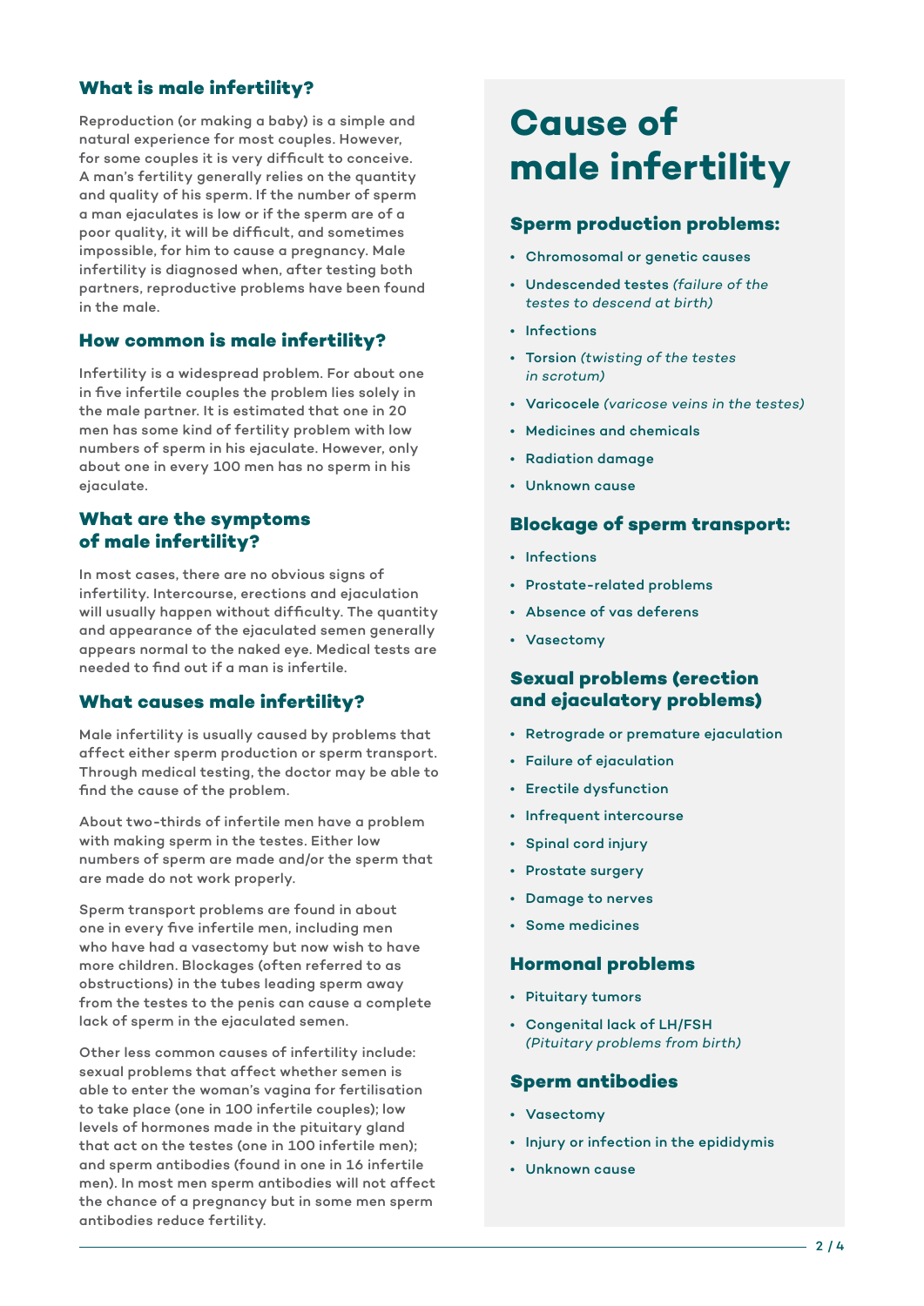## What is male infertility?

Reproduction (or making a baby) is a simple and natural experience for most couples. However, for some couples it is very difficult to conceive. A man's fertility generally relies on the quantity and quality of his sperm. If the number of sperm a man ejaculates is low or if the sperm are of a poor quality, it will be difficult, and sometimes impossible, for him to cause a pregnancy. Male infertility is diagnosed when, after testing both partners, reproductive problems have been found in the male.

## How common is male infertility?

Infertility is a widespread problem. For about one in five infertile couples the problem lies solely in the male partner. It is estimated that one in 20 men has some kind of fertility problem with low numbers of sperm in his ejaculate. However, only about one in every 100 men has no sperm in his ejaculate.

## What are the symptoms of male infertility?

In most cases, there are no obvious signs of infertility. Intercourse, erections and ejaculation will usually happen without difficulty. The quantity and appearance of the ejaculated semen generally appears normal to the naked eye. Medical tests are needed to find out if a man is infertile.

## What causes male infertility?

Male infertility is usually caused by problems that affect either sperm production or sperm transport. Through medical testing, the doctor may be able to find the cause of the problem.

About two-thirds of infertile men have a problem with making sperm in the testes. Either low numbers of sperm are made and/or the sperm that are made do not work properly.

Sperm transport problems are found in about one in every five infertile men, including men who have had a vasectomy but now wish to have more children. Blockages (often referred to as obstructions) in the tubes leading sperm away from the testes to the penis can cause a complete lack of sperm in the ejaculated semen.

Other less common causes of infertility include: sexual problems that affect whether semen is able to enter the woman's vagina for fertilisation to take place (one in 100 infertile couples); low levels of hormones made in the pituitary gland that act on the testes (one in 100 infertile men); and sperm antibodies (found in one in 16 infertile men). In most men sperm antibodies will not affect the chance of a pregnancy but in some men sperm antibodies reduce fertility.

# Cause of male infertility

### Sperm production problems:

- Chromosomal or genetic causes
- Undescended testes *(failure of the testes to descend at birth)*
- Infections
- Torsion *(twisting of the testes in scrotum)*
- Varicocele *(varicose veins in the testes)*
- Medicines and chemicals
- Radiation damage
- Unknown cause

### Blockage of sperm transport:

- Infections
- Prostate-related problems
- Absence of vas deferens
- Vasectomy

### Sexual problems (erection and ejaculatory problems)

- Retrograde or premature ejaculation
- Failure of ejaculation
- Erectile dysfunction
- Infrequent intercourse
- Spinal cord injury
- Prostate surgery
- Damage to nerves
- Some medicines

### Hormonal problems

- Pituitary tumors
- Congenital lack of LH/FSH *(Pituitary problems from birth)*

### Sperm antibodies

- Vasectomy
- Injury or infection in the epididymis
- Unknown cause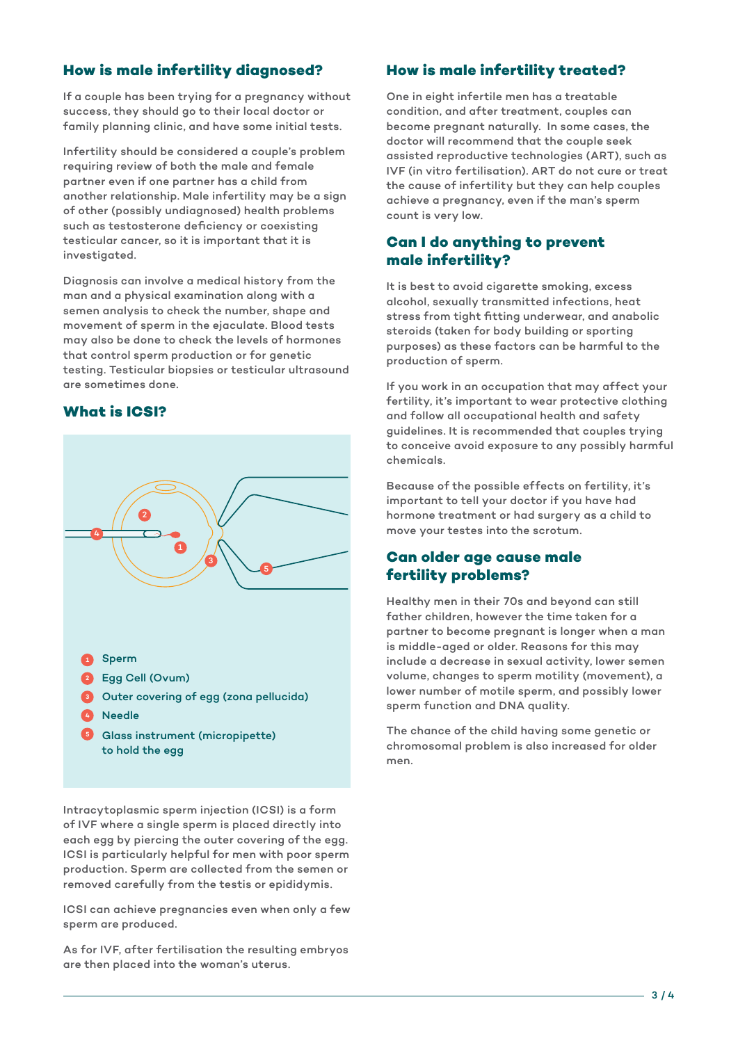## How is male infertility diagnosed?

If a couple has been trying for a pregnancy without success, they should go to their local doctor or family planning clinic, and have some initial tests.

Infertility should be considered a couple's problem requiring review of both the male and female partner even if one partner has a child from another relationship. Male infertility may be a sign of other (possibly undiagnosed) health problems such as testosterone deficiency or coexisting testicular cancer, so it is important that it is investigated.

Diagnosis can involve a medical history from the man and a physical examination along with a semen analysis to check the number, shape and movement of sperm in the ejaculate. Blood tests may also be done to check the levels of hormones that control sperm production or for genetic testing. Testicular biopsies or testicular ultrasound are sometimes done.

## What is ICSI?

1. Sperm
2. Egg Cell (Ovum)
3. Outer covering of egg (zona pellucida)
4. Needle
5. Glass instrument (micropipette) to hold the egg

Intracytoplasmic sperm injection (ICSI) is a form of IVF where a single sperm is placed directly into each egg by piercing the outer covering of the egg. ICSI is particularly helpful for men with poor sperm production. Sperm are collected from the semen or removed carefully from the testis or epididymis.

ICSI can achieve pregnancies even when only a few sperm are produced.

As for IVF, after fertilisation the resulting embryos are then placed into the woman's uterus.

## How is male infertility treated?

One in eight infertile men has a treatable condition, and after treatment, couples can become pregnant naturally. In some cases, the doctor will recommend that the couple seek assisted reproductive technologies (ART), such as IVF (in vitro fertilisation). ART do not cure or treat the cause of infertility but they can help couples achieve a pregnancy, even if the man's sperm count is very low.

## Can I do anything to prevent male infertility?

It is best to avoid cigarette smoking, excess alcohol, sexually transmitted infections, heat stress from tight fitting underwear, and anabolic steroids (taken for body building or sporting purposes) as these factors can be harmful to the production of sperm.

If you work in an occupation that may affect your fertility, it's important to wear protective clothing and follow all occupational health and safety guidelines. It is recommended that couples trying to conceive avoid exposure to any possibly harmful chemicals.

Because of the possible effects on fertility, it's important to tell your doctor if you have had hormone treatment or had surgery as a child to move your testes into the scrotum.

## Can older age cause male fertility problems?

Healthy men in their 70s and beyond can still father children, however the time taken for a partner to become pregnant is longer when a man is middle-aged or older. Reasons for this may include a decrease in sexual activity, lower semen volume, changes to sperm motility (movement), a lower number of motile sperm, and possibly lower sperm function and DNA quality.

The chance of the child having some genetic or chromosomal problem is also increased for older men.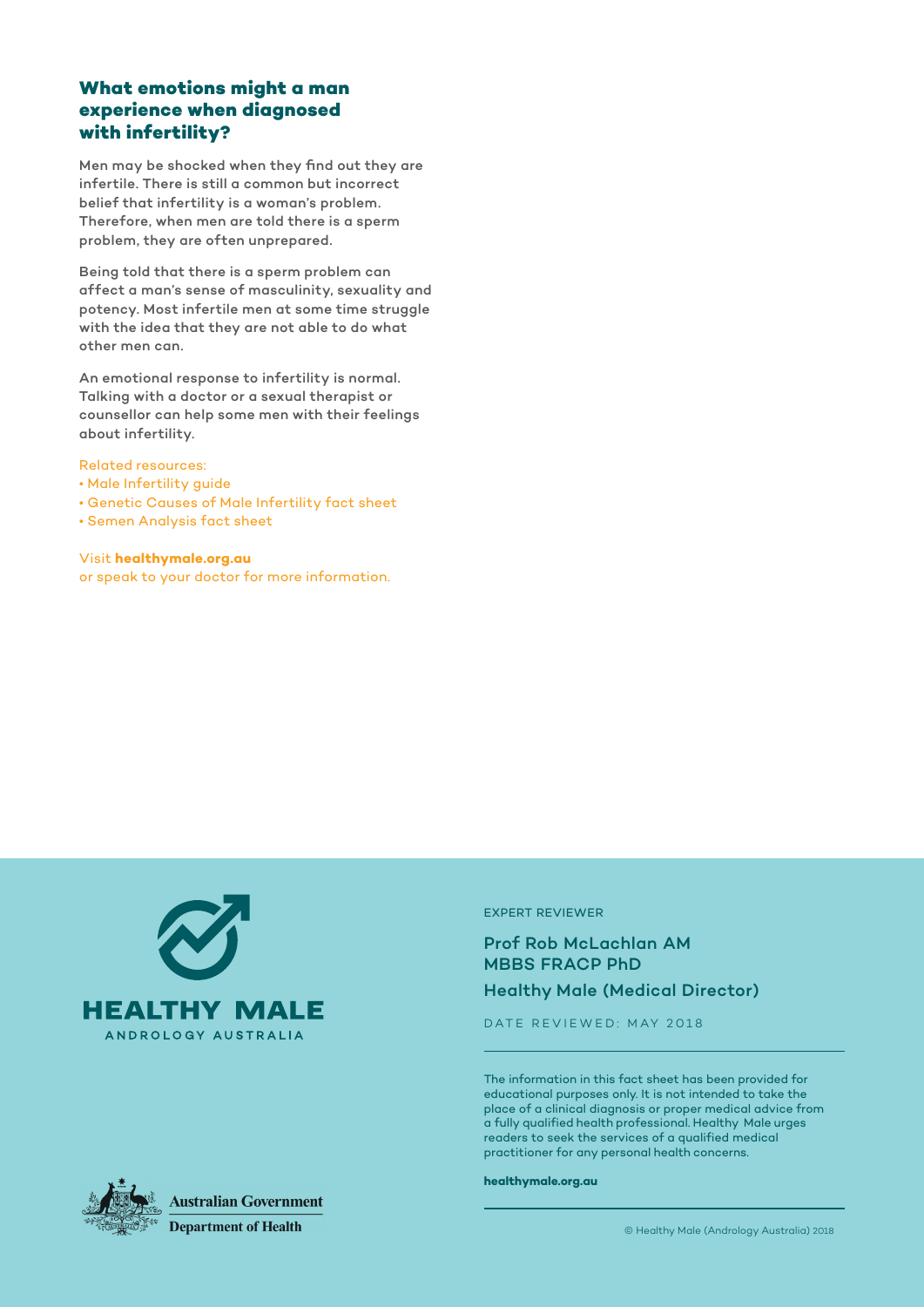## What emotions might a man experience when diagnosed with infertility?

Men may be shocked when they find out they are infertile. There is still a common but incorrect belief that infertility is a woman's problem. Therefore, when men are told there is a sperm problem, they are often unprepared.

Being told that there is a sperm problem can affect a man's sense of masculinity, sexuality and potency. Most infertile men at some time struggle with the idea that they are not able to do what other men can.

An emotional response to infertility is normal. Talking with a doctor or a sexual therapist or counsellor can help some men with their feelings about infertility.

Related resources:

- Male Infertility guide
- Genetic Causes of Male Infertility fact sheet
- Semen Analysis fact sheet

Visit **healthymale.org.au**
or speak to your doctor for more information.

HEALTHY MALE
ANDROLOGY AUSTRALIA

Australian Government
Department of Health

EXPERT REVIEWER

**Prof Rob McLachlan AM**
**MBBS FRACP PhD**
**Healthy Male (Medical Director)**

DATE REVIEWED: MAY 2018

The information in this fact sheet has been provided for educational purposes only. It is not intended to take the place of a clinical diagnosis or proper medical advice from a fully qualified health professional. Healthy Male urges readers to seek the services of a qualified medical practitioner for any personal health concerns.

**healthymale.org.au**

© Healthy Male (Andrology Australia) 2018